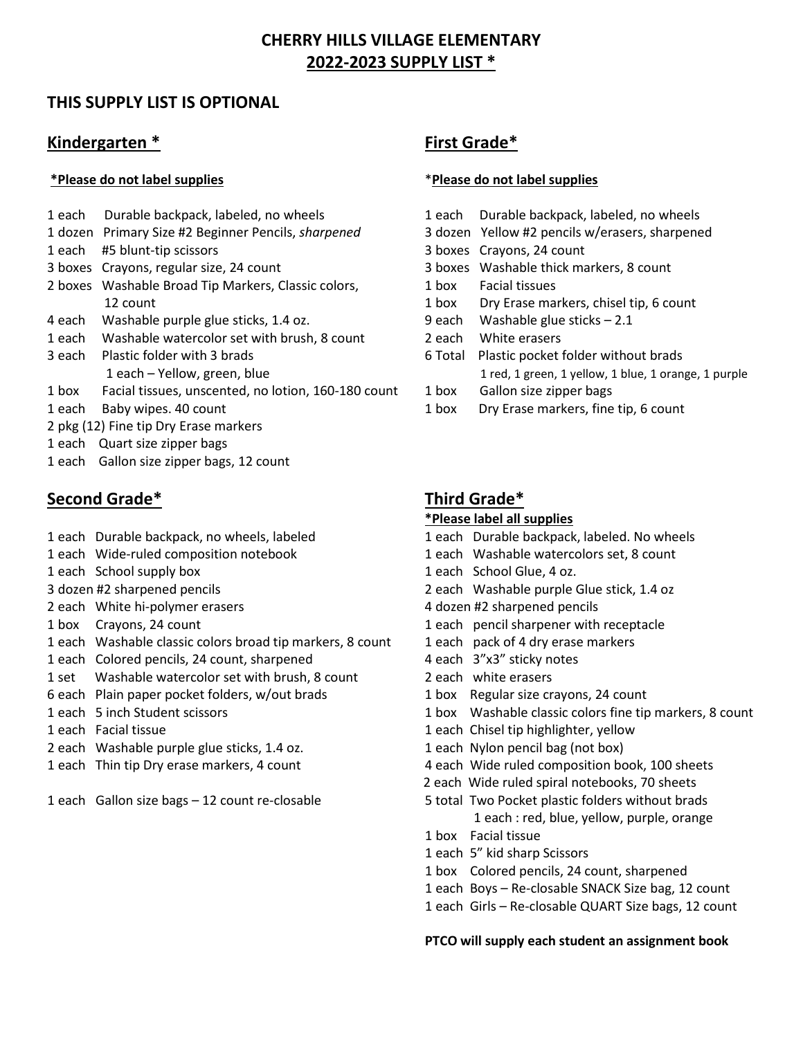# CHERRY HILLS VILLAGE ELEMENTARY
## 2022-2023 SUPPLY LIST *

### THIS SUPPLY LIST IS OPTIONAL

### Kindergarten *

***Please do not label supplies**

- 1 each Durable backpack, labeled, no wheels
- 1 dozen Primary Size #2 Beginner Pencils, *sharpened*
- 1 each #5 blunt-tip scissors
- 3 boxes Crayons, regular size, 24 count
- 2 boxes Washable Broad Tip Markers, Classic colors, 12 count
- 4 each Washable purple glue sticks, 1.4 oz.
- 1 each Washable watercolor set with brush, 8 count
- 3 each Plastic folder with 3 brads
  - 1 each – Yellow, green, blue
- 1 box Facial tissues, unscented, no lotion, 160-180 count
- 1 each Baby wipes. 40 count
- 2 pkg (12) Fine tip Dry Erase markers
- 1 each Quart size zipper bags
- 1 each Gallon size zipper bags, 12 count

### First Grade*

***Please do not label supplies**

- 1 each Durable backpack, labeled, no wheels
- 3 dozen Yellow #2 pencils w/erasers, sharpened
- 3 boxes Crayons, 24 count
- 3 boxes Washable thick markers, 8 count
- 1 box Facial tissues
- 1 box Dry Erase markers, chisel tip, 6 count
- 9 each Washable glue sticks – 2.1
- 2 each White erasers
- 6 Total Plastic pocket folder without brads
  - 1 red, 1 green, 1 yellow, 1 blue, 1 orange, 1 purple
- 1 box Gallon size zipper bags
- 1 box Dry Erase markers, fine tip, 6 count

### Second Grade*

- 1 each Durable backpack, no wheels, labeled
- 1 each Wide-ruled composition notebook
- 1 each School supply box
- 3 dozen #2 sharpened pencils
- 2 each White hi-polymer erasers
- 1 box Crayons, 24 count
- 1 each Washable classic colors broad tip markers, 8 count
- 1 each Colored pencils, 24 count, sharpened
- 1 set Washable watercolor set with brush, 8 count
- 6 each Plain paper pocket folders, w/out brads
- 1 each 5 inch Student scissors
- 1 each Facial tissue
- 2 each Washable purple glue sticks, 1.4 oz.
- 1 each Thin tip Dry erase markers, 4 count
- 1 each Gallon size bags – 12 count re-closable

### Third Grade*

***Please label all supplies**

- 1 each Durable backpack, labeled. No wheels
- 1 each Washable watercolors set, 8 count
- 1 each School Glue, 4 oz.
- 2 each Washable purple Glue stick, 1.4 oz
- 4 dozen #2 sharpened pencils
- 1 each pencil sharpener with receptacle
- 1 each pack of 4 dry erase markers
- 4 each 3"x3" sticky notes
- 2 each white erasers
- 1 box Regular size crayons, 24 count
- 1 box Washable classic colors fine tip markers, 8 count
- 1 each Chisel tip highlighter, yellow
- 1 each Nylon pencil bag (not box)
- 4 each Wide ruled composition book, 100 sheets
- 2 each Wide ruled spiral notebooks, 70 sheets
- 5 total Two Pocket plastic folders without brads
  - 1 each : red, blue, yellow, purple, orange
- 1 box Facial tissue
- 1 each 5" kid sharp Scissors
- 1 box Colored pencils, 24 count, sharpened
- 1 each Boys – Re-closable SNACK Size bag, 12 count
- 1 each Girls – Re-closable QUART Size bags, 12 count

**PTCO will supply each student an assignment book**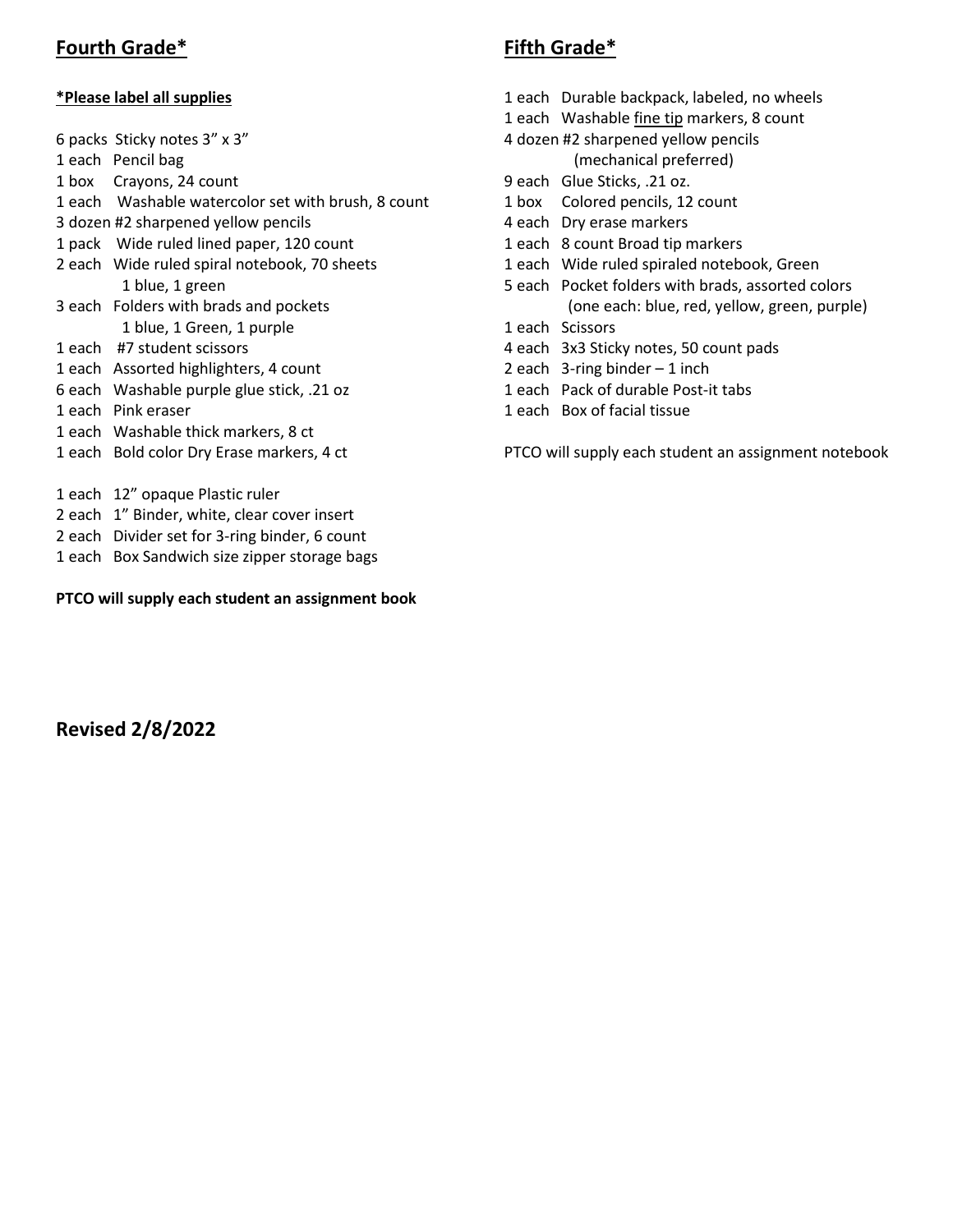## Fourth Grade*

**\*Please label all supplies**

6 packs Sticky notes 3" x 3"
1 each Pencil bag
1 box Crayons, 24 count
1 each Washable watercolor set with brush, 8 count
3 dozen #2 sharpened yellow pencils
1 pack Wide ruled lined paper, 120 count
2 each Wide ruled spiral notebook, 70 sheets
  1 blue, 1 green
3 each Folders with brads and pockets
  1 blue, 1 Green, 1 purple
1 each #7 student scissors
1 each Assorted highlighters, 4 count
6 each Washable purple glue stick, .21 oz
1 each Pink eraser
1 each Washable thick markers, 8 ct
1 each Bold color Dry Erase markers, 4 ct

1 each 12" opaque Plastic ruler
2 each 1" Binder, white, clear cover insert
2 each Divider set for 3-ring binder, 6 count
1 each Box Sandwich size zipper storage bags

**PTCO will supply each student an assignment book**

## Fifth Grade*

1 each Durable backpack, labeled, no wheels
1 each Washable fine tip markers, 8 count
4 dozen #2 sharpened yellow pencils
  (mechanical preferred)
9 each Glue Sticks, .21 oz.
1 box Colored pencils, 12 count
4 each Dry erase markers
1 each 8 count Broad tip markers
1 each Wide ruled spiraled notebook, Green
5 each Pocket folders with brads, assorted colors
  (one each: blue, red, yellow, green, purple)
1 each Scissors
4 each 3x3 Sticky notes, 50 count pads
2 each 3-ring binder – 1 inch
1 each Pack of durable Post-it tabs
1 each Box of facial tissue

PTCO will supply each student an assignment notebook

**Revised 2/8/2022**